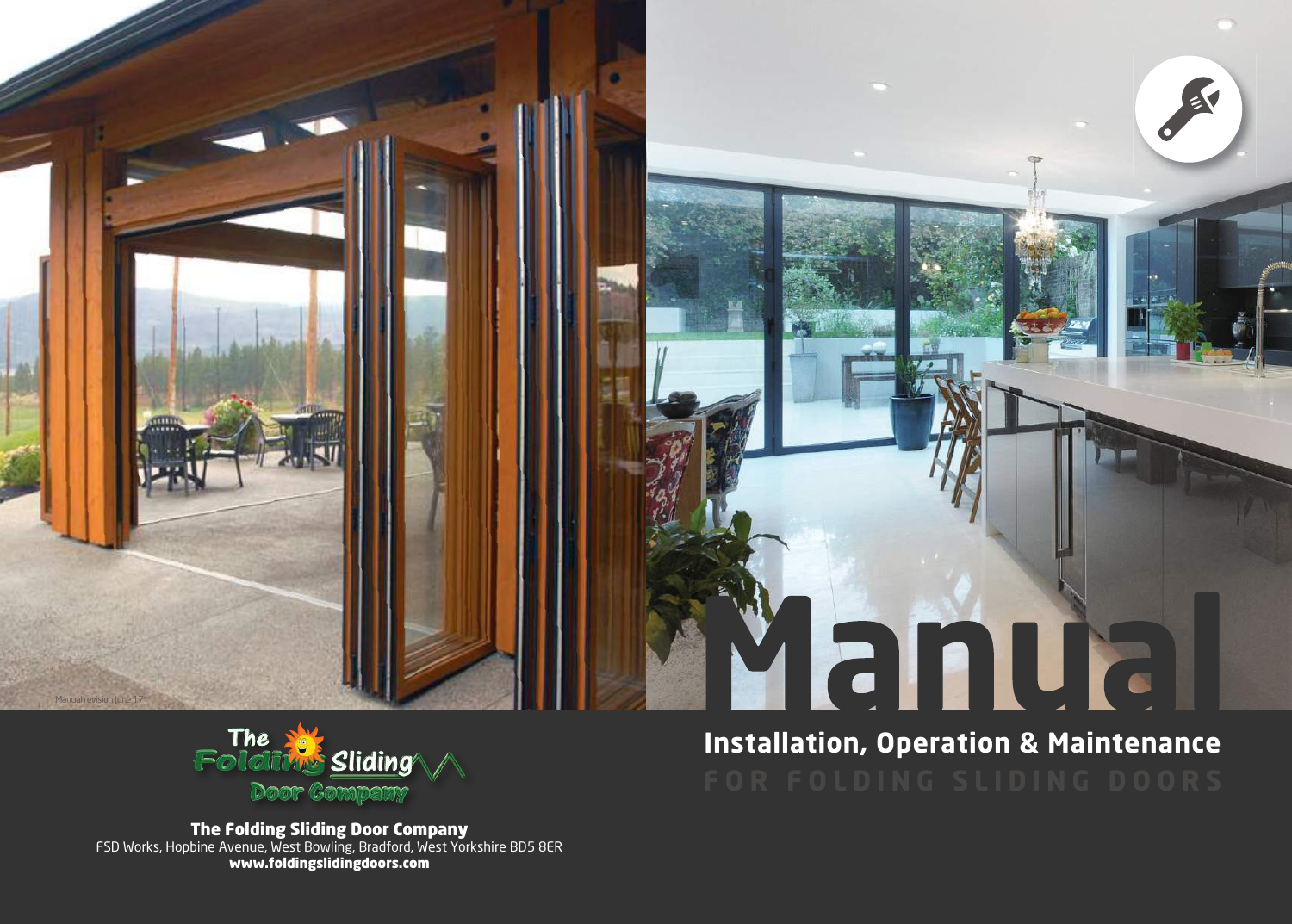# Manual

## Installation, Operation & Maintenance

FOR FOLDING SLIDING DOORS

Manual revision June 17

The Folding Sliding Door Company

**The Folding Sliding Door Company**
FSD Works, Hopbine Avenue, West Bowling, Bradford, West Yorkshire BD5 8ER
**www.foldingslidingdoors.com**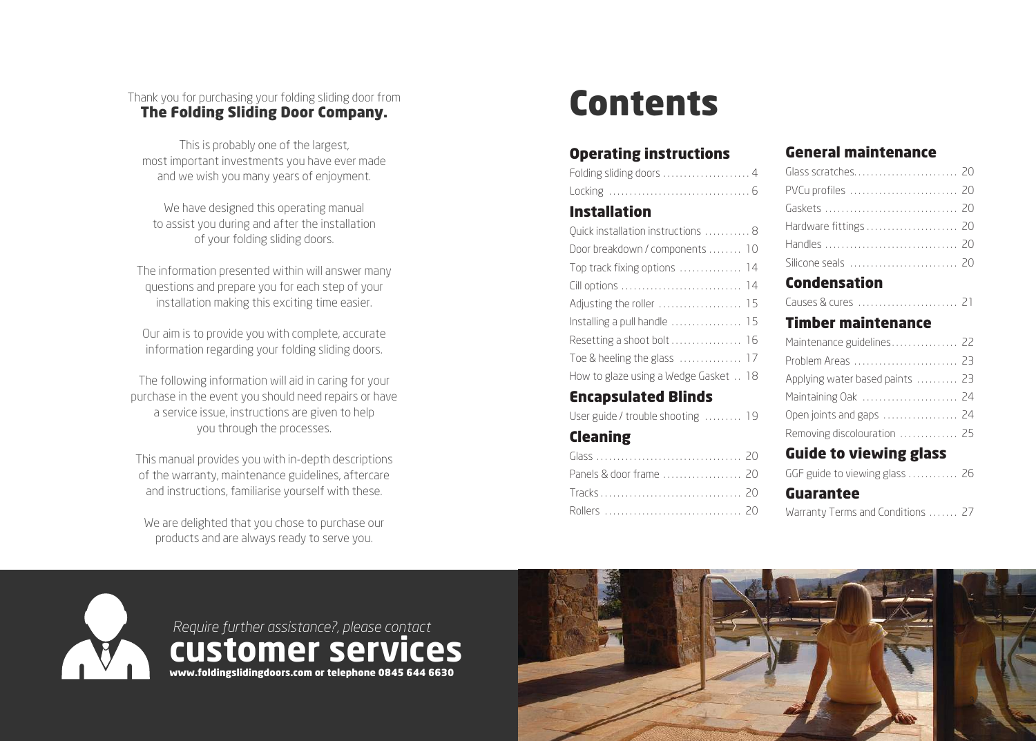Thank you for purchasing your folding sliding door from
**The Folding Sliding Door Company.**

This is probably one of the largest, most important investments you have ever made and we wish you many years of enjoyment.

We have designed this operating manual to assist you during and after the installation of your folding sliding doors.

The information presented within will answer many questions and prepare you for each step of your installation making this exciting time easier.

Our aim is to provide you with complete, accurate information regarding your folding sliding doors.

The following information will aid in caring for your purchase in the event you should need repairs or have a service issue, instructions are given to help you through the processes.

This manual provides you with in-depth descriptions of the warranty, maintenance guidelines, aftercare and instructions, familiarise yourself with these.

We are delighted that you chose to purchase our products and are always ready to serve you.

*Require further assistance?, please contact*
**customer services**
**www.foldingslidingdoors.com or telephone 0845 644 6630**

# Contents

## Operating instructions

- Folding sliding doors .................... 4
- Locking .................................. 6

## Installation

- Quick installation instructions ........... 8
- Door breakdown / components ........ 10
- Top track fixing options ............... 14
- Cill options ............................. 14
- Adjusting the roller .................... 15
- Installing a pull handle ................. 15
- Resetting a shoot bolt ................. 16
- Toe & heeling the glass ............... 17
- How to glaze using a Wedge Gasket .. 18

## Encapsulated Blinds

- User guide / trouble shooting ......... 19

## Cleaning

- Glass .................................... 20
- Panels & door frame ................... 20
- Tracks ................................... 20
- Rollers .................................. 20

## General maintenance

- Glass scratches......................... 20
- PVCu profiles .......................... 20
- Gaskets ................................ 20
- Hardware fittings ...................... 20
- Handles ................................. 20
- Silicone seals .......................... 20

## Condensation

- Causes & cures ........................ 21

## Timber maintenance

- Maintenance guidelines................ 22
- Problem Areas ......................... 23
- Applying water based paints .......... 23
- Maintaining Oak ....................... 24
- Open joints and gaps .................. 24
- Removing discolouration .............. 25

## Guide to viewing glass

- GGF guide to viewing glass ............ 26

## Guarantee

- Warranty Terms and Conditions ....... 27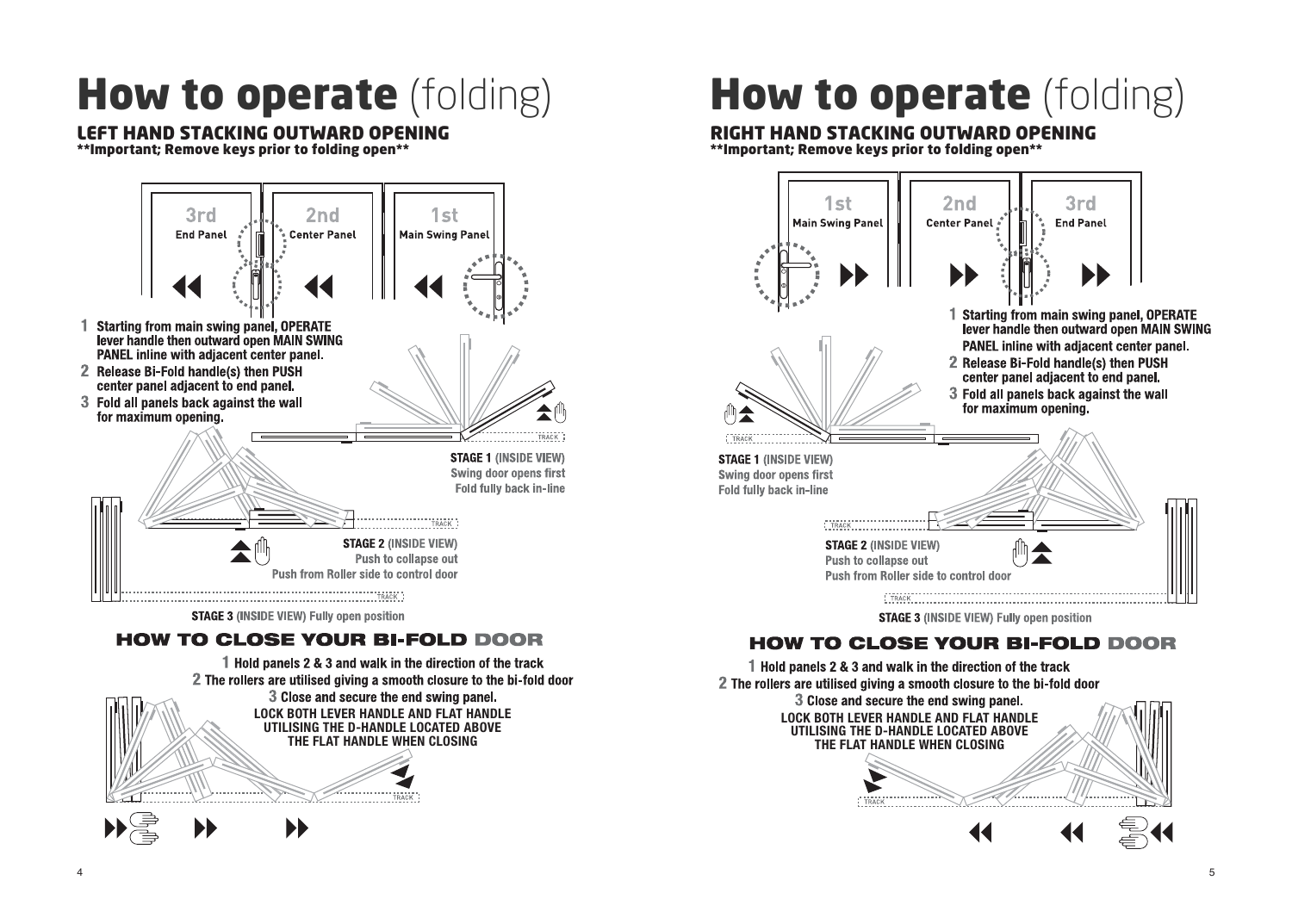# How to operate (folding)

## LEFT HAND STACKING OUTWARD OPENING

**\*\*Important; Remove keys prior to folding open\*\***

3rd
End Panel

2nd
Center Panel

1st
Main Swing Panel

1. Starting from main swing panel, OPERATE lever handle then outward open MAIN SWING PANEL inline with adjacent center panel.
2. Release Bi-Fold handle(s) then PUSH center panel adjacent to end panel.
3. Fold all panels back against the wall for maximum opening.

TRACK

**STAGE 1** (INSIDE VIEW)
Swing door opens first
Fold fully back in-line

TRACK

**STAGE 2** (INSIDE VIEW)
Push to collapse out
Push from Roller side to control door

TRACK

**STAGE 3** (INSIDE VIEW) Fully open position

### HOW TO CLOSE YOUR BI-FOLD DOOR

1. Hold panels 2 & 3 and walk in the direction of the track
2. The rollers are utilised giving a smooth closure to the bi-fold door
3. Close and secure the end swing panel.

LOCK BOTH LEVER HANDLE AND FLAT HANDLE UTILISING THE D-HANDLE LOCATED ABOVE THE FLAT HANDLE WHEN CLOSING

TRACK

# How to operate (folding)

## RIGHT HAND STACKING OUTWARD OPENING

**\*\*Important; Remove keys prior to folding open\*\***

1st
Main Swing Panel

2nd
Center Panel

3rd
End Panel

1. Starting from main swing panel, OPERATE lever handle then outward open MAIN SWING PANEL inline with adjacent center panel.
2. Release Bi-Fold handle(s) then PUSH center panel adjacent to end panel.
3. Fold all panels back against the wall for maximum opening.

TRACK

**STAGE 1** (INSIDE VIEW)
Swing door opens first
Fold fully back in-line

TRACK

**STAGE 2** (INSIDE VIEW)
Push to collapse out
Push from Roller side to control door

TRACK

**STAGE 3** (INSIDE VIEW) Fully open position

### HOW TO CLOSE YOUR BI-FOLD DOOR

1. Hold panels 2 & 3 and walk in the direction of the track
2. The rollers are utilised giving a smooth closure to the bi-fold door
3. Close and secure the end swing panel.

LOCK BOTH LEVER HANDLE AND FLAT HANDLE UTILISING THE D-HANDLE LOCATED ABOVE THE FLAT HANDLE WHEN CLOSING

TRACK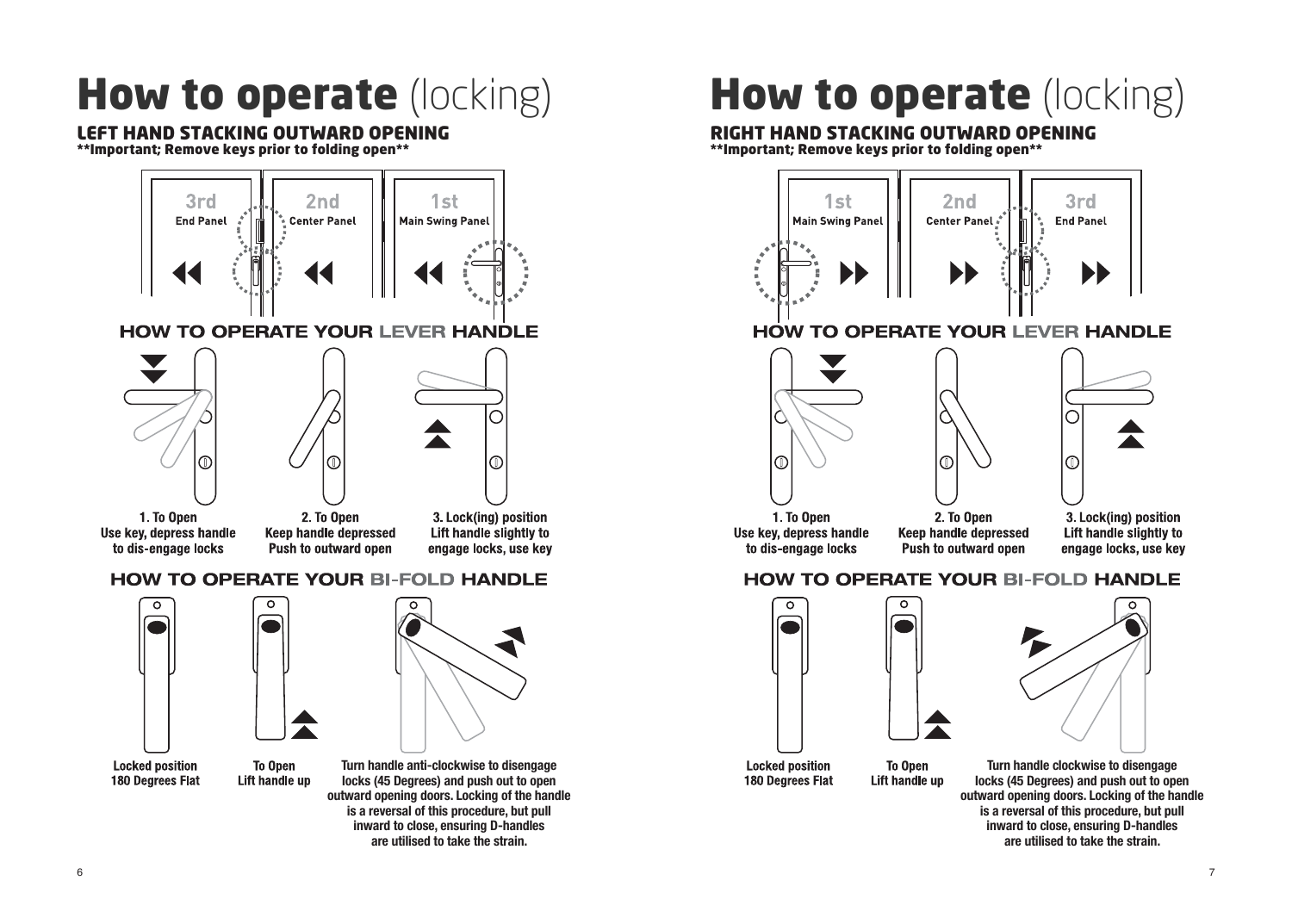# How to operate (locking)

## LEFT HAND STACKING OUTWARD OPENING

**Important; Remove keys prior to folding open**

3rd
End Panel

2nd
Center Panel

1st
Main Swing Panel

### HOW TO OPERATE YOUR LEVER HANDLE

**1. To Open**
**Use key, depress handle to dis-engage locks**

**2. To Open**
**Keep handle depressed Push to outward open**

**3. Lock(ing) position**
**Lift handle slightly to engage locks, use key**

### HOW TO OPERATE YOUR BI-FOLD HANDLE

**Locked position**
**180 Degrees Flat**

**To Open**
**Lift handle up**

**Turn handle anti-clockwise to disengage locks (45 Degrees) and push out to open outward opening doors. Locking of the handle is a reversal of this procedure, but pull inward to close, ensuring D-handles are utilised to take the strain.**

# How to operate (locking)

## RIGHT HAND STACKING OUTWARD OPENING

**Important; Remove keys prior to folding open**

1st
Main Swing Panel

2nd
Center Panel

3rd
End Panel

### HOW TO OPERATE YOUR LEVER HANDLE

**1. To Open**
**Use key, depress handle to dis-engage locks**

**2. To Open**
**Keep handle depressed Push to outward open**

**3. Lock(ing) position**
**Lift handle slightly to engage locks, use key**

### HOW TO OPERATE YOUR BI-FOLD HANDLE

**Locked position**
**180 Degrees Flat**

**To Open**
**Lift handle up**

**Turn handle clockwise to disengage locks (45 Degrees) and push out to open outward opening doors. Locking of the handle is a reversal of this procedure, but pull inward to close, ensuring D-handles are utilised to take the strain.**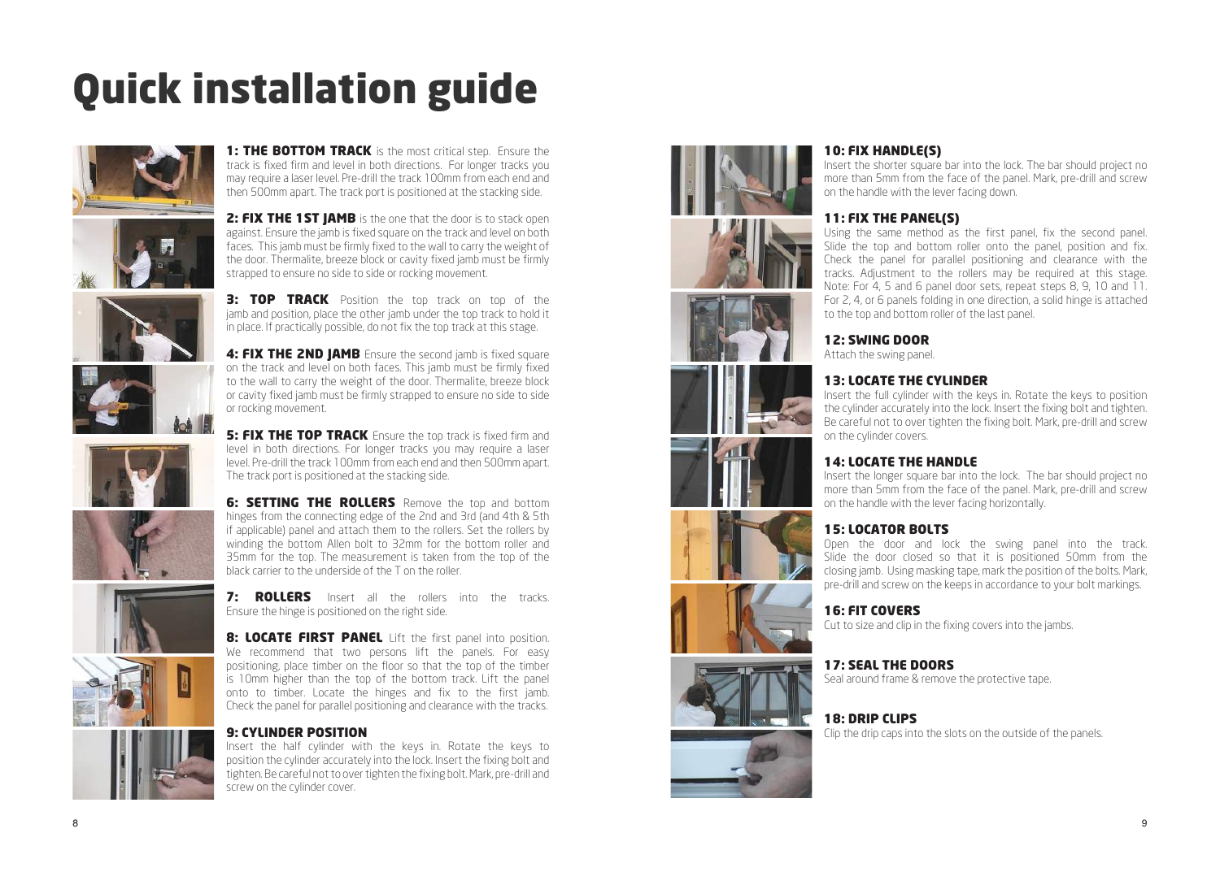# Quick installation guide

**1: THE BOTTOM TRACK** is the most critical step. Ensure the track is fixed firm and level in both directions. For longer tracks you may require a laser level. Pre-drill the track 100mm from each end and then 500mm apart. The track port is positioned at the stacking side.

**2: FIX THE 1ST JAMB** is the one that the door is to stack open against. Ensure the jamb is fixed square on the track and level on both faces. This jamb must be firmly fixed to the wall to carry the weight of the door. Thermalite, breeze block or cavity fixed jamb must be firmly strapped to ensure no side to side or rocking movement.

**3: TOP TRACK** Position the top track on top of the jamb and position, place the other jamb under the top track to hold it in place. If practically possible, do not fix the top track at this stage.

**4: FIX THE 2ND JAMB** Ensure the second jamb is fixed square on the track and level on both faces. This jamb must be firmly fixed to the wall to carry the weight of the door. Thermalite, breeze block or cavity fixed jamb must be firmly strapped to ensure no side to side or rocking movement.

**5: FIX THE TOP TRACK** Ensure the top track is fixed firm and level in both directions. For longer tracks you may require a laser level. Pre-drill the track 100mm from each end and then 500mm apart. The track port is positioned at the stacking side.

**6: SETTING THE ROLLERS** Remove the top and bottom hinges from the connecting edge of the 2nd and 3rd (and 4th & 5th if applicable) panel and attach them to the rollers. Set the rollers by winding the bottom Allen bolt to 32mm for the bottom roller and 35mm for the top. The measurement is taken from the top of the black carrier to the underside of the T on the roller.

**7: ROLLERS** Insert all the rollers into the tracks. Ensure the hinge is positioned on the right side.

**8: LOCATE FIRST PANEL** Lift the first panel into position. We recommend that two persons lift the panels. For easy positioning, place timber on the floor so that the top of the timber is 10mm higher than the top of the bottom track. Lift the panel onto to timber. Locate the hinges and fix to the first jamb. Check the panel for parallel positioning and clearance with the tracks.

### 9: CYLINDER POSITION

Insert the half cylinder with the keys in. Rotate the keys to position the cylinder accurately into the lock. Insert the fixing bolt and tighten. Be careful not to over tighten the fixing bolt. Mark, pre-drill and screw on the cylinder cover.

### 10: FIX HANDLE(S)

Insert the shorter square bar into the lock. The bar should project no more than 5mm from the face of the panel. Mark, pre-drill and screw on the handle with the lever facing down.

### 11: FIX THE PANEL(S)

Using the same method as the first panel, fix the second panel. Slide the top and bottom roller onto the panel, position and fix. Check the panel for parallel positioning and clearance with the tracks. Adjustment to the rollers may be required at this stage. Note: For 4, 5 and 6 panel door sets, repeat steps 8, 9, 10 and 11. For 2, 4, or 6 panels folding in one direction, a solid hinge is attached to the top and bottom roller of the last panel.

### 12: SWING DOOR

Attach the swing panel.

### 13: LOCATE THE CYLINDER

Insert the full cylinder with the keys in. Rotate the keys to position the cylinder accurately into the lock. Insert the fixing bolt and tighten. Be careful not to over tighten the fixing bolt. Mark, pre-drill and screw on the cylinder covers.

### 14: LOCATE THE HANDLE

Insert the longer square bar into the lock. The bar should project no more than 5mm from the face of the panel. Mark, pre-drill and screw on the handle with the lever facing horizontally.

### 15: LOCATOR BOLTS

Open the door and lock the swing panel into the track. Slide the door closed so that it is positioned 50mm from the closing jamb. Using masking tape, mark the position of the bolts. Mark, pre-drill and screw on the keeps in accordance to your bolt markings.

### 16: FIT COVERS

Cut to size and clip in the fixing covers into the jambs.

### 17: SEAL THE DOORS

Seal around frame & remove the protective tape.

### 18: DRIP CLIPS

Clip the drip caps into the slots on the outside of the panels.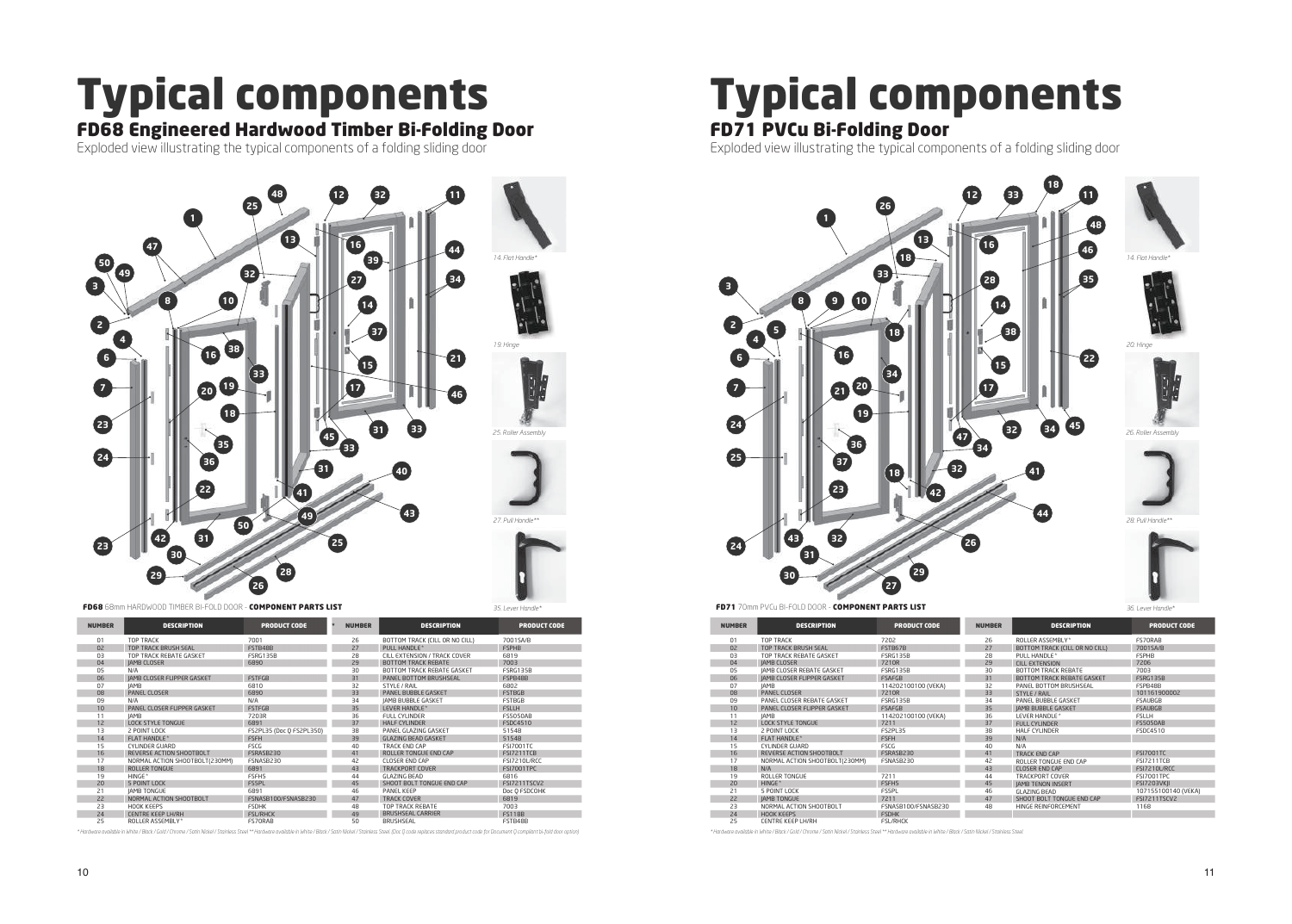# Typical components

## FD68 Engineered Hardwood Timber Bi-Folding Door

Exploded view illustrating the typical components of a folding sliding door

14. Flat Handle*

19. Hinge

25. Roller Assembly

27. Pull Handle**

35. Lever Handle*

**FD68** 68mm HARDWOOD TIMBER BI-FOLD DOOR - **COMPONENT PARTS LIST**

| NUMBER | DESCRIPTION | PRODUCT CODE | NUMBER | DESCRIPTION | PRODUCT CODE |
|---|---|---|---|---|---|
| 01 | TOP TRACK | 7001 | 26 | BOTTOM TRACK (CILL OR NO CILL) | 7001SA/B |
| 02 | TOP TRACK BRUSH SEAL | FSTB4BB | 27 | PULL HANDLE** | FSPHB |
| 03 | TOP TRACK REBATE GASKET | FSRG135B | 28 | CILL EXTENSION / TRACK COVER | 6819 |
| 04 | JAMB CLOSER | 6890 | 29 | BOTTOM TRACK REBATE | 7003 |
| 05 | N/A | | 30 | BOTTOM TRACK REBATE GASKET | FSRG135B |
| 06 | JAMB CLOSER FLIPPER GASKET | FSTFGB | 31 | PANEL BOTTOM BRUSHSEAL | FSPB4BB |
| 07 | JAMB | 6810 | 32 | STYLE / RAIL | 6802 |
| 08 | PANEL CLOSER | 6890 | 33 | PANEL BUBBLE GASKET | FSTBGB |
| 09 | N/A | N/A | 34 | JAMB BUBBLE GASKET | FSTBGB |
| 10 | PANEL CLOSER FLIPPER GASKET | FSTFGB | 35 | LEVER HANDLE* | FSLLH |
| 11 | JAMB | 7203R | 36 | FULL CYLINDER | FS5050AB |
| 12 | LOCK STYLE TONGUE | 6891 | 37 | HALF CYLINDER | FSDC4510 |
| 13 | 2 POINT LOCK | FS2PL35 (Doc Q FS2PL350) | 38 | PANEL GLAZING GASKET | 5154B |
| 14 | FLAT HANDLE* | FSFH | 39 | GLAZING BEAD GASKET | 5154B |
| 15 | CYLINDER GUARD | FSCG | 40 | TRACK END CAP | FSI7001TC |
| 16 | REVERSE ACTION SHOOTBOLT | FSRASB230 | 41 | ROLLER TONGUE END CAP | FSI7211TCB |
| 17 | NORMAL ACTION SHOOTBOLT(230MM) | FSNASB230 | 42 | CLOSER END CAP | FSI7210L/RCC |
| 18 | ROLLER TONGUE | 6891 | 43 | TRACKPORT COVER | FSI7001TPC |
| 19 | HINGE* | FSFH5 | 44 | GLAZING BEAD | 6816 |
| 20 | 5 POINT LOCK | FS5PL | 45 | SHOOT BOLT TONGUE END CAP | FSI7211TSCV2 |
| 21 | JAMB TONGUE | 6891 | 46 | PANEL KEEP | Doc Q FSDCOHK |
| 22 | NORMAL ACTION SHOOTBOLT | FSNASB100/FSNASB230 | 47 | TRACK COVER | 6819 |
| 23 | HOOK KEEPS | FSDHK | 48 | TOP TRACK REBATE | 7003 |
| 24 | CENTRE KEEP LH/RH | FSL/RHCK | 49 | BRUSHSEAL CARRIER | FS118B |
| 25 | ROLLER ASSEMBLY* | FS70RAB | 50 | BRUSHSEAL | FSTB4BB |

* Hardware available in White / Black / Gold / Chrome / Satin Nickel / Stainless Steel ** Hardware available in White / Black / Satin Nickel / Stainless Steel (Doc Q code replaces standard product code for Document Q compliant bi-fold door option)

# Typical components

## FD71 PVCu Bi-Folding Door

Exploded view illustrating the typical components of a folding sliding door

14. Flat Handle*

20. Hinge

26. Roller Assembly

28. Pull Handle**

36. Lever Handle*

**FD71** 70mm PVCu BI-FOLD DOOR - **COMPONENT PARTS LIST**

| NUMBER | DESCRIPTION | PRODUCT CODE | NUMBER | DESCRIPTION | PRODUCT CODE |
|---|---|---|---|---|---|
| 01 | TOP TRACK | 7202 | 26 | ROLLER ASSEMBLY* | FS70RAB |
| 02 | TOP TRACK BRUSH SEAL | FSTB67B | 27 | BOTTOM TRACK (CILL OR NO CILL) | 7001SA/B |
| 03 | TOP TRACK REBATE GASKET | FSRG135B | 28 | PULL HANDLE* | FSPHB |
| 04 | JAMB CLOSER | 7210R | 29 | CILL EXTENSION | 7206 |
| 05 | JAMB CLOSER REBATE GASKET | FSRG135B | 30 | BOTTOM TRACK REBATE | 7003 |
| 06 | JAMB CLOSER FLIPPER GASKET | FSAFGB | 31 | BOTTOM TRACK REBATE GASKET | FSRG135B |
| 07 | JAMB | 114202100100 (VEKA) | 32 | PANEL BOTTOM BRUSHSEAL | FSPB4BB |
| 08 | PANEL CLOSER | 7210R | 33 | STYLE / RAIL | 101161900002 |
| 09 | PANEL CLOSER REBATE GASKET | FSRG135B | 34 | PANEL BUBBLE GASKET | FSAUBGB |
| 10 | PANEL CLOSER FLIPPER GASKET | FSAFGB | 35 | JAMB BUBBLE GASKET | FSAUBGB |
| 11 | JAMB | 114202100100 (VEKA) | 36 | LEVER HANDLE* | FSLLH |
| 12 | LOCK STYLE TONGUE | 7211 | 37 | FULL CYLINDER | FS5050AB |
| 13 | 2 POINT LOCK | FS2PL35 | 38 | HALF CYLINDER | FSDC4510 |
| 14 | FLAT HANDLE* | FSFH | 39 | N/A | |
| 15 | CYLINDER GUARD | FSCG | 40 | N/A | |
| 16 | REVERSE ACTION SHOOTBOLT | FSRASB230 | 41 | TRACK END CAP | FSI7001TC |
| 17 | NORMAL ACTION SHOOTBOLT(230MM) | FSNASB230 | 42 | ROLLER TONGUE END CAP | FSI7211TCB |
| 18 | N/A | | 43 | CLOSER END CAP | FSI7210L/RCC |
| 19 | ROLLER TONGUE | 7211 | 44 | TRACKPORT COVER | FSI7001TPC |
| 20 | HINGE* | FSFH5 | 45 | JAMB TENON INSERT | FSI7203VKJI |
| 21 | 5 POINT LOCK | FS5PL | 46 | GLAZING BEAD | 107155100140 (VEKA) |
| 22 | JAMB TONGUE | 7211 | 47 | SHOOT BOLT TONGUE END CAP | FSI7211TSCV2 |
| 23 | NORMAL ACTION SHOOTBOLT | FSNASB100/FSNASB230 | 48 | HINGE REINFORCEMENT | 1168 |
| 24 | HOOK KEEPS | FSDHK | | | |
| 25 | CENTRE KEEP LH/RH | FSL/RHCK | | | |

* Hardware available in White / Black / Gold / Chrome / Satin Nickel / Stainless Steel ** Hardware available in White / Black / Satin Nickel / Stainless Steel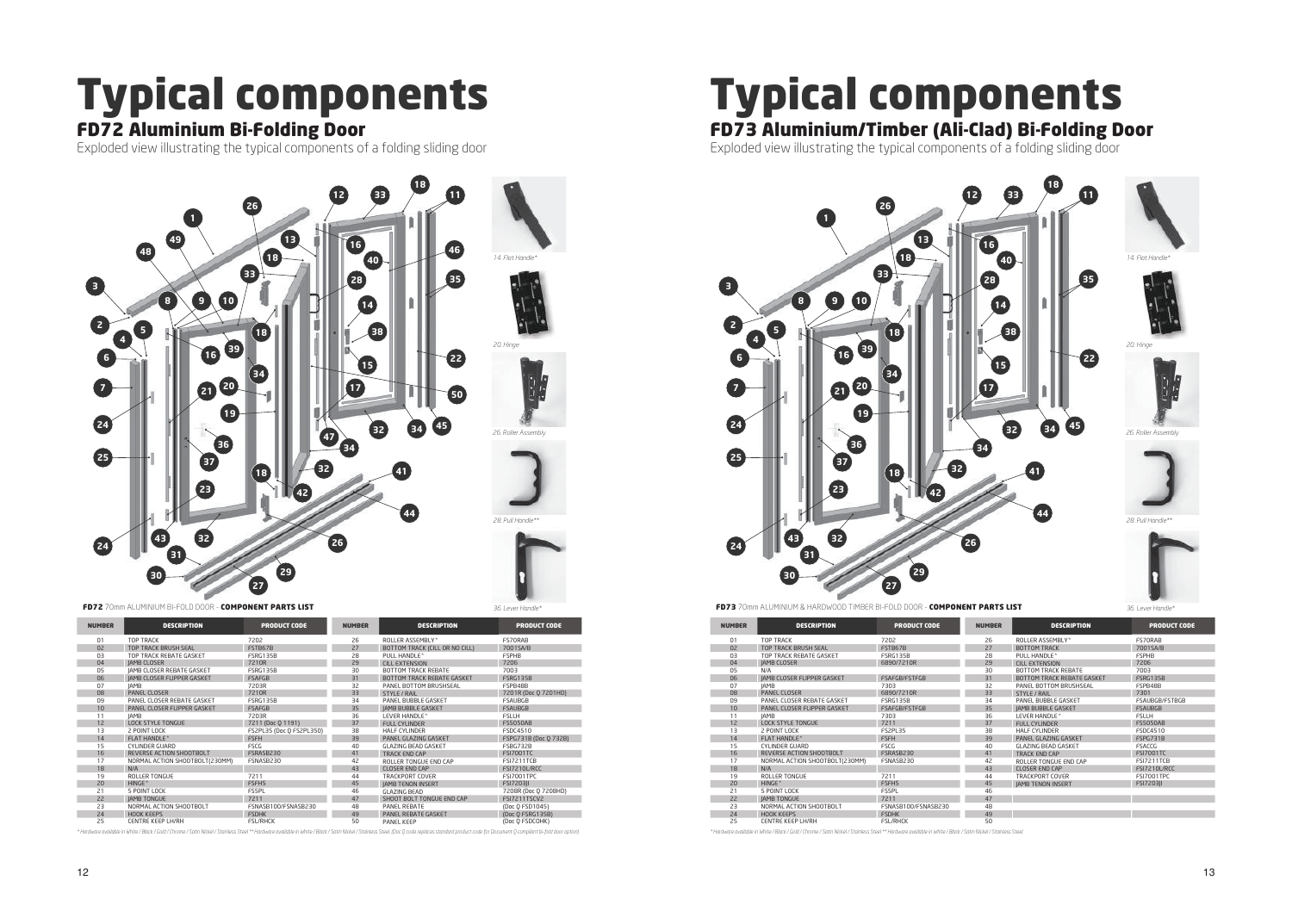# Typical components

## FD72 Aluminium Bi-Folding Door

Exploded view illustrating the typical components of a folding sliding door

14. Flat Handle*

20. Hinge

26. Roller Assembly

28. Pull Handle**

36. Lever Handle*

**FD72** 70mm ALUMINIUM BI-FOLD DOOR - **COMPONENT PARTS LIST**

| NUMBER | DESCRIPTION | PRODUCT CODE | NUMBER | DESCRIPTION | PRODUCT CODE |
|---|---|---|---|---|---|
| 01 | TOP TRACK | 7202 | 26 | ROLLER ASSEMBLY* | FS70RAB |
| 02 | TOP TRACK BRUSH SEAL | FSTB67B | 27 | BOTTOM TRACK (CILL OR NO CILL) | 7001SA/B |
| 03 | TOP TRACK REBATE GASKET | FSRG135B | 28 | PULL HANDLE* | FSPHB |
| 04 | JAMB CLOSER | 7210R | 29 | CILL EXTENSION | 7206 |
| 05 | JAMB CLOSER REBATE GASKET | FSRG135B | 30 | BOTTOM TRACK REBATE | 7003 |
| 06 | JAMB CLOSER FLIPPER GASKET | FSAFGB | 31 | BOTTOM TRACK REBATE GASKET | FSRG135B |
| 07 | JAMB | 7203R | 32 | PANEL BOTTOM BRUSHSEAL | FSPB48B |
| 08 | PANEL CLOSER | 7210R | 33 | STYLE / RAIL | 7201R (Doc Q 7201HD) |
| 09 | PANEL CLOSER REBATE GASKET | FSRG135B | 34 | PANEL BUBBLE GASKET | FSAUBGB |
| 10 | PANEL CLOSER FLIPPER GASKET | FSAFGB | 35 | JAMB BUBBLE GASKET | FSAUBGB |
| 11 | JAMB | 7203R | 36 | LEVER HANDLE* | FSLLH |
| 12 | LOCK STYLE TONGUE | 7211 (Doc Q 1191) | 37 | FULL CYLINDER | FS5050AB |
| 13 | 2 POINT LOCK | FS2PL35 (Doc Q FS2PL350) | 38 | HALF CYLINDER | FSDC4510 |
| 14 | FLAT HANDLE* | FSFH | 39 | PANEL GLAZING GASKET | FSPG731B (Doc Q 732B) |
| 15 | CYLINDER GUARD | FSCG | 40 | GLAZING BEAD GASKET | FSBG732B |
| 16 | REVERSE ACTION SHOOTBOLT | FSRASB230 | 41 | TRACK END CAP | FSI7001TC |
| 17 | NORMAL ACTION SHOOTBOLT(230MM) | FSNASB230 | 42 | ROLLER TONGUE END CAP | FSI7211TCB |
| 18 | N/A | | 43 | CLOSER END CAP | FSI7210L/RCC |
| 19 | ROLLER TONGUE | 7211 | 44 | TRACKPORT COVER | FSI7001TPC |
| 20 | HINGE* | FSFH5 | 45 | JAMB TENON INSERT | FSI7203JI |
| 21 | 5 POINT LOCK | FS5PL | 46 | GLAZING BEAD | 7208R (Doc Q 7208HD) |
| 22 | JAMB TONGUE | 7211 | 47 | SHOOT BOLT TONGUE END CAP | FSI7211TSCV2 |
| 23 | NORMAL ACTION SHOOTBOLT | FSNASB100/FSNASB230 | 48 | PANEL REBATE | (Doc Q FSD1045) |
| 24 | HOOK KEEPS | FSDHK | 49 | PANEL REBATE GASKET | (Doc Q FSRG135B) |
| 25 | CENTRE KEEP LH/RH | FSL/RHCK | 50 | PANEL KEEP | (Doc Q FSDCOHK) |

* Hardware available in White / Black / Gold / Chrome / Satin Nickel / Stainless Steel ** Hardware available in White / Black / Satin Nickel / Stainless Steel. (Doc Q) code replaces standard product code for Document Q compliant bi-fold door option)

# Typical components

## FD73 Aluminium/Timber (Ali-Clad) Bi-Folding Door

Exploded view illustrating the typical components of a folding sliding door

14. Flat Handle*

20. Hinge

26. Roller Assembly

28. Pull Handle**

36. Lever Handle*

**FD73** 70mm ALUMINIUM & HARDWOOD TIMBER BI-FOLD DOOR - **COMPONENT PARTS LIST**

| NUMBER | DESCRIPTION | PRODUCT CODE | NUMBER | DESCRIPTION | PRODUCT CODE |
|---|---|---|---|---|---|
| 01 | TOP TRACK | 7202 | 26 | ROLLER ASSEMBLY* | FS70RAB |
| 02 | TOP TRACK BRUSH SEAL | FSTB67B | 27 | BOTTOM TRACK | 7001SA/B |
| 03 | TOP TRACK REBATE GASKET | FSRG135B | 28 | PULL HANDLE* | FSPHB |
| 04 | JAMB CLOSER | 6890/7210R | 29 | CILL EXTENSION | 7206 |
| 05 | N/A | | 30 | BOTTOM TRACK REBATE | 7003 |
| 06 | JAMB CLOSER FLIPPER GASKET | FSAFGB/FSTFGB | 31 | BOTTOM TRACK REBATE GASKET | FSRG135B |
| 07 | JAMB | 7303 | 32 | PANEL BOTTOM BRUSHSEAL | FSPB48B |
| 08 | PANEL CLOSER | 6890/7210R | 33 | STYLE / RAIL | 7301 |
| 09 | PANEL CLOSER REBATE GASKET | FSRG135B | 34 | PANEL BUBBLE GASKET | FSAUBGB/FSTBGB |
| 10 | PANEL CLOSER FLIPPER GASKET | FSAFGB/FSTFGB | 35 | JAMB BUBBLE GASKET | FSAUBGB |
| 11 | JAMB | 7303 | 36 | LEVER HANDLE* | FSLLH |
| 12 | LOCK STYLE TONGUE | 7211 | 37 | FULL CYLINDER | FS5050AB |
| 13 | 2 POINT LOCK | FS2PL35 | 38 | HALF CYLINDER | FSDC4510 |
| 14 | FLAT HANDLE* | FSFH | 39 | PANEL GLAZING GASKET | FSPG731B |
| 15 | CYLINDER GUARD | FSCG | 40 | GLAZING BEAD GASKET | FSACCG |
| 16 | REVERSE ACTION SHOOTBOLT | FSRASB230 | 41 | TRACK END CAP | FSI7001TC |
| 17 | NORMAL ACTION SHOOTBOLT(230MM) | FSNASB230 | 42 | ROLLER TONGUE END CAP | FSI7211TCB |
| 18 | N/A | | 43 | CLOSER END CAP | FSI7210L/RCC |
| 19 | ROLLER TONGUE | 7211 | 44 | TRACKPORT COVER | FSI7001TPC |
| 20 | HINGE* | FSFH5 | 45 | JAMB TENON INSERT | FSI7203JI |
| 21 | 5 POINT LOCK | FS5PL | 46 | | |
| 22 | JAMB TONGUE | 7211 | 47 | | |
| 23 | NORMAL ACTION SHOOTBOLT | FSNASB100/FSNASB230 | 48 | | |
| 24 | HOOK KEEPS | FSDHK | 49 | | |
| 25 | CENTRE KEEP LH/RH | FSL/RHCK | 50 | | |

* Hardware available in White / Black / Gold / Chrome / Satin Nickel / Stainless Steel ** Hardware available in White / Black / Satin Nickel / Stainless Steel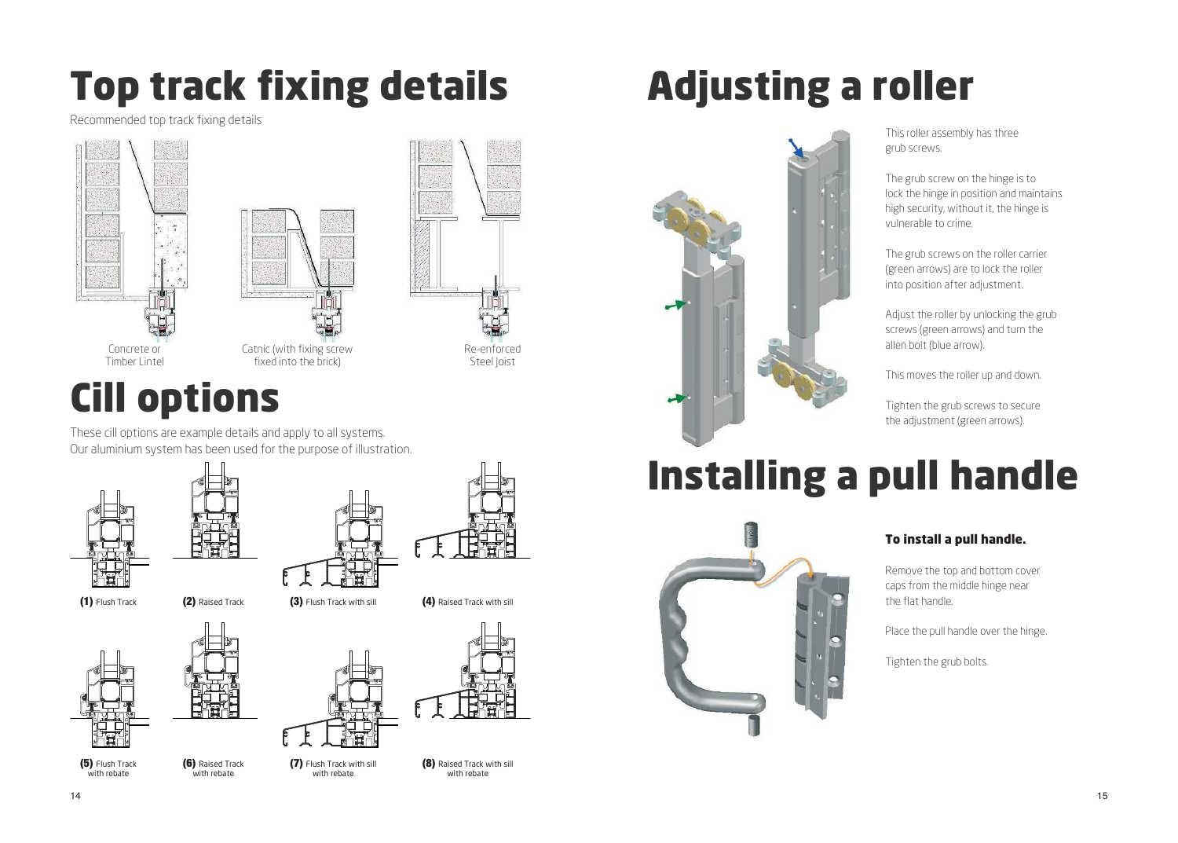# Top track fixing details

Recommended top track fixing details

Concrete or Timber Lintel

Catnic (with fixing screw fixed into the brick)

Re-enforced Steel Joist

# Cill options

These cill options are example details and apply to all systems.
Our aluminium system has been used for the purpose of illustration.

**(1)** Flush Track

**(2)** Raised Track

**(3)** Flush Track with sill

**(4)** Raised Track with sill

**(5)** Flush Track with rebate

**(6)** Raised Track with rebate

**(7)** Flush Track with sill with rebate

**(8)** Raised Track with sill with rebate

# Adjusting a roller

This roller assembly has three grub screws.

The grub screw on the hinge is to lock the hinge in position and maintains high security, without it, the hinge is vulnerable to crime.

The grub screws on the roller carrier (green arrows) are to lock the roller into position after adjustment.

Adjust the roller by unlocking the grub screws (green arrows) and turn the allen bolt (blue arrow).

This moves the roller up and down.

Tighten the grub screws to secure the adjustment (green arrows).

# Installing a pull handle

### To install a pull handle.

Remove the top and bottom cover caps from the middle hinge near the flat handle.

Place the pull handle over the hinge.

Tighten the grub bolts.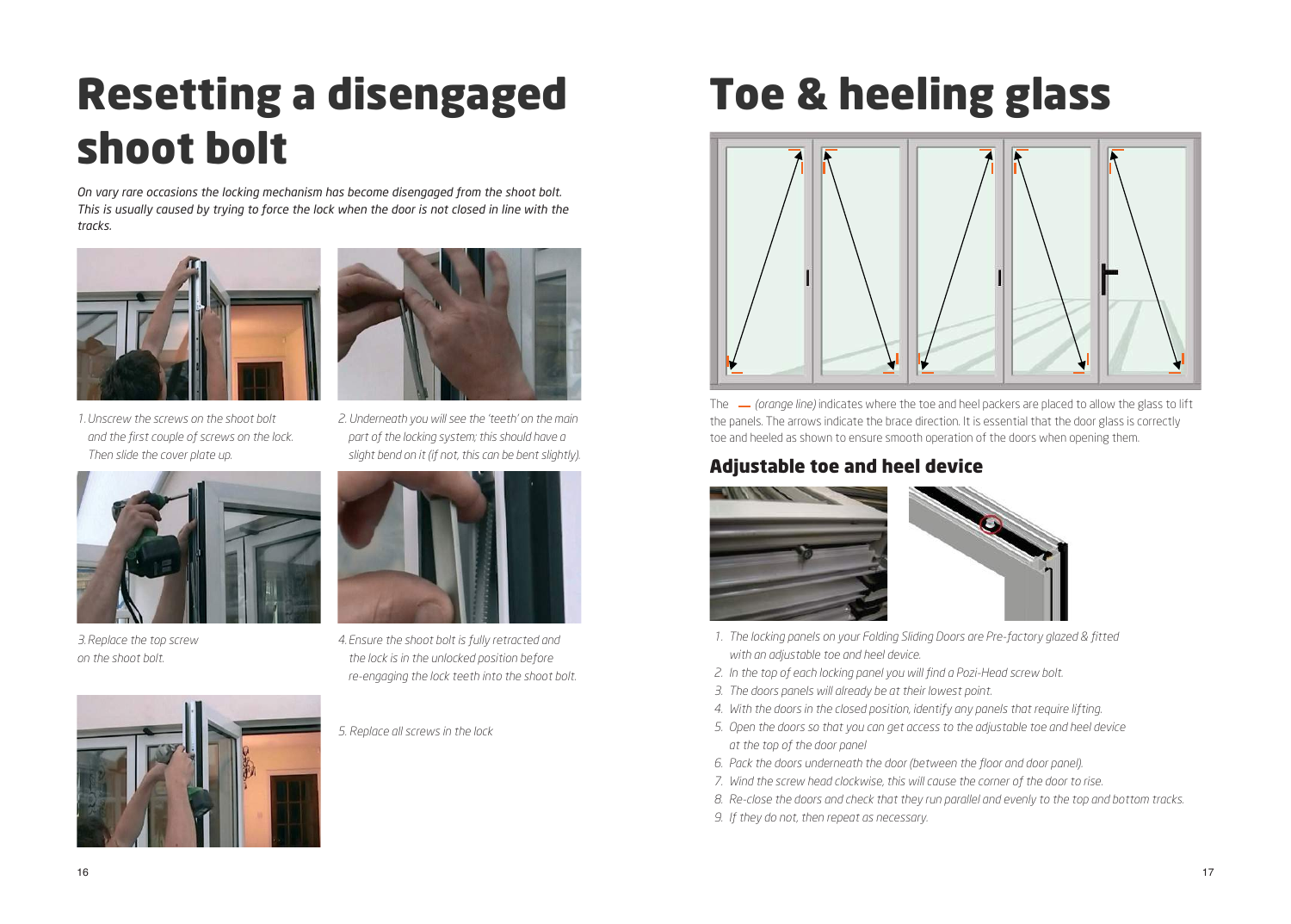# Resetting a disengaged shoot bolt

*On vary rare occasions the locking mechanism has become disengaged from the shoot bolt. This is usually caused by trying to force the lock when the door is not closed in line with the tracks.*

*1. Unscrew the screws on the shoot bolt and the first couple of screws on the lock. Then slide the cover plate up.*

*2. Underneath you will see the 'teeth' on the main part of the locking system; this should have a slight bend on it (if not, this can be bent slightly).*

*3. Replace the top screw on the shoot bolt.*

*4. Ensure the shoot bolt is fully retracted and the lock is in the unlocked position before re-engaging the lock teeth into the shoot bolt.*

*5. Replace all screws in the lock*

# Toe & heeling glass

The — *(orange line)* indicates where the toe and heel packers are placed to allow the glass to lift the panels. The arrows indicate the brace direction. It is essential that the door glass is correctly toe and heeled as shown to ensure smooth operation of the doors when opening them.

## Adjustable toe and heel device

1. *The locking panels on your Folding Sliding Doors are Pre-factory glazed & fitted with an adjustable toe and heel device.*
2. *In the top of each locking panel you will find a Pozi-Head screw bolt.*
3. *The doors panels will already be at their lowest point.*
4. *With the doors in the closed position, identify any panels that require lifting.*
5. *Open the doors so that you can get access to the adjustable toe and heel device at the top of the door panel*
6. *Pack the doors underneath the door (between the floor and door panel).*
7. *Wind the screw head clockwise, this will cause the corner of the door to rise.*
8. *Re-close the doors and check that they run parallel and evenly to the top and bottom tracks.*
9. *If they do not, then repeat as necessary.*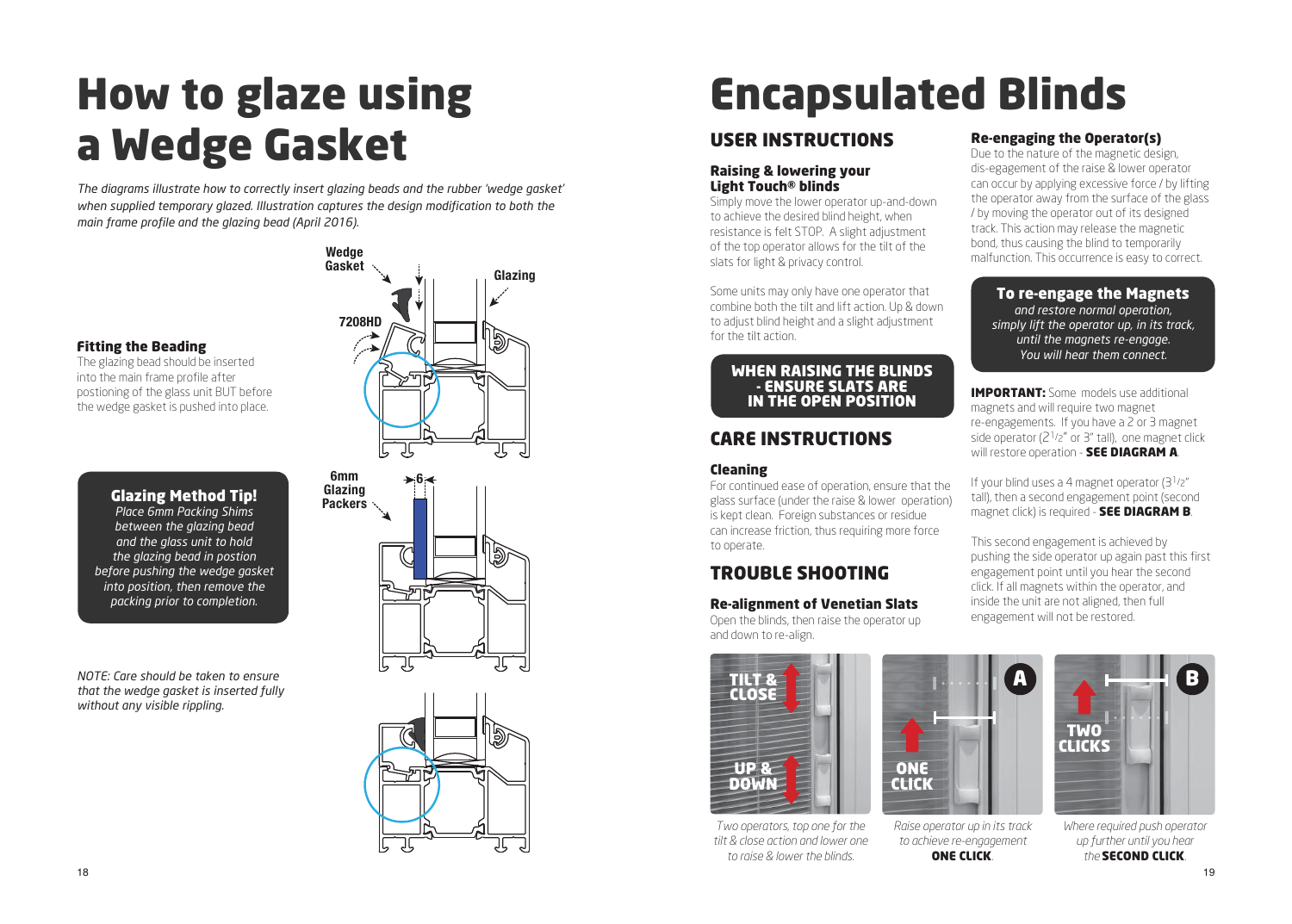# How to glaze using a Wedge Gasket

*The diagrams illustrate how to correctly insert glazing beads and the rubber 'wedge gasket' when supplied temporary glazed. Illustration captures the design modification to both the main frame profile and the glazing bead (April 2016).*

Wedge Gasket

Glazing

7208HD

### Fitting the Beading

The glazing bead should be inserted into the main frame profile after positioning of the glass unit BUT before the wedge gasket is pushed into place.

6mm Glazing Packers

6

### Glazing Method Tip!

*Place 6mm Packing Shims between the glazing bead and the glass unit to hold the glazing bead in postion before pushing the wedge gasket into position, then remove the packing prior to completion.*

*NOTE: Care should be taken to ensure that the wedge gasket is inserted fully without any visible rippling.*

# Encapsulated Blinds

## USER INSTRUCTIONS

### Raising & lowering your Light Touch® blinds

Simply move the lower operator up-and-down to achieve the desired blind height, when resistance is felt STOP. A slight adjustment of the top operator allows for the tilt of the slats for light & privacy control.

Some units may only have one operator that combine both the tilt and lift action. Up & down to adjust blind height and a slight adjustment for the tilt action.

**WHEN RAISING THE BLINDS - ENSURE SLATS ARE IN THE OPEN POSITION**

## CARE INSTRUCTIONS

### Cleaning

For continued ease of operation, ensure that the glass surface (under the raise & lower operation) is kept clean. Foreign substances or residue can increase friction, thus requiring more force to operate.

## TROUBLE SHOOTING

### Re-alignment of Venetian Slats

Open the blinds, then raise the operator up and down to re-align.

### Re-engaging the Operator(s)

Due to the nature of the magnetic design, dis-engagement of the raise & lower operator can occur by applying excessive force / by lifting the operator away from the surface of the glass / by moving the operator out of its designed track. This action may release the magnetic bond, thus causing the blind to temporarily malfunction. This occurrence is easy to correct.

### To re-engage the Magnets

*and restore normal operation, simply lift the operator up, in its track, until the magnets re-engage. You will hear them connect.*

**IMPORTANT:** Some models use additional magnets and will require two magnet re-engagements. If you have a 2 or 3 magnet side operator ($2^{1}/_{2}$" or 3" tall), one magnet click will restore operation - **SEE DIAGRAM A**.

If your blind uses a 4 magnet operator ($3^{1}/_{2}$" tall), then a second engagement point (second magnet click) is required - **SEE DIAGRAM B**.

This second engagement is achieved by pushing the side operator up again past this first engagement point until you hear the second click. If all magnets within the operator, and inside the unit are not aligned, then full engagement will not be restored.

TILT & CLOSE

UP & DOWN

*Two operators, top one for the tilt & close action and lower one to raise & lower the blinds.*

A

ONE CLICK

*Raise operator up in its track to achieve re-engagement* **ONE CLICK**.

B

TWO CLICKS

*Where required push operator up further until you hear the* **SECOND CLICK**.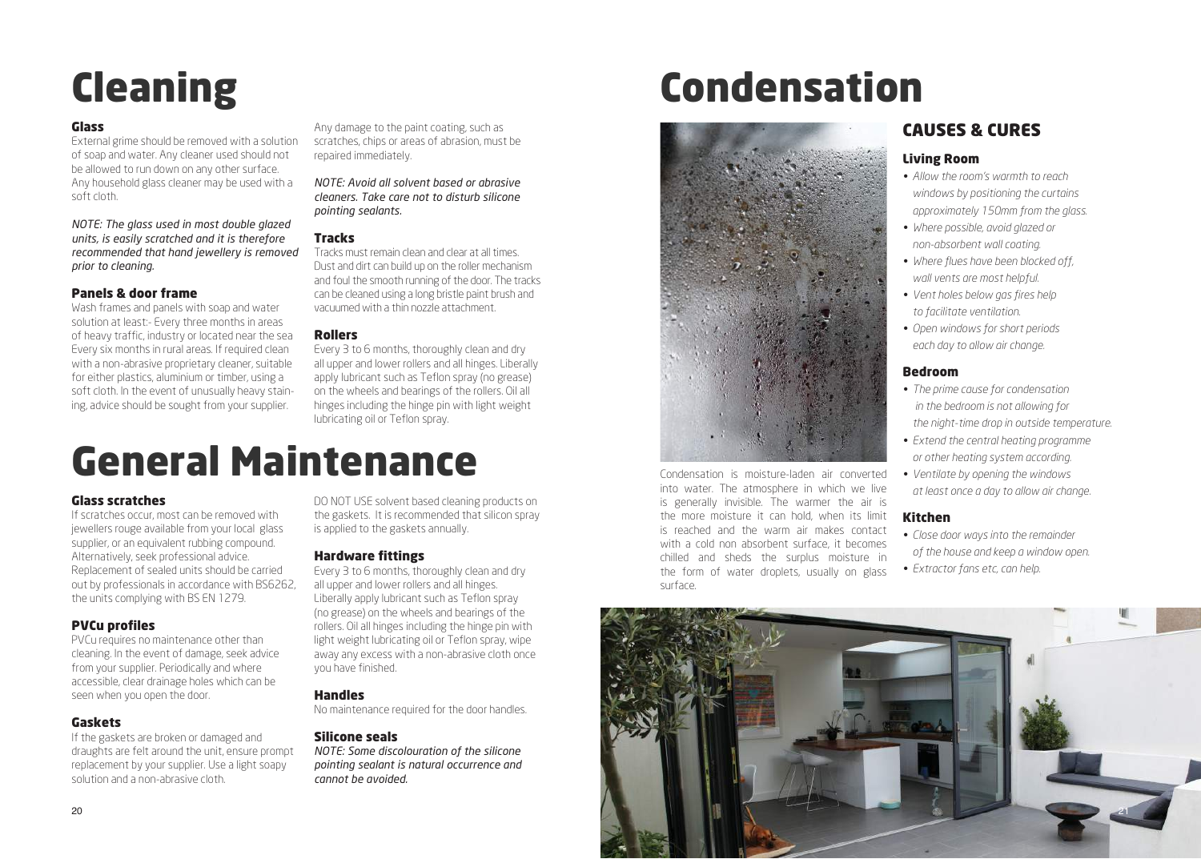# Cleaning

### Glass

External grime should be removed with a solution of soap and water. Any cleaner used should not be allowed to run down on any other surface. Any household glass cleaner may be used with a soft cloth.

*NOTE: The glass used in most double glazed units, is easily scratched and it is therefore recommended that hand jewellery is removed prior to cleaning.*

### Panels & door frame

Wash frames and panels with soap and water solution at least:- Every three months in areas of heavy traffic, industry or located near the sea Every six months in rural areas. If required clean with a non-abrasive proprietary cleaner, suitable for either plastics, aluminium or timber, using a soft cloth. In the event of unusually heavy staining, advice should be sought from your supplier.

Any damage to the paint coating, such as scratches, chips or areas of abrasion, must be repaired immediately.

*NOTE: Avoid all solvent based or abrasive cleaners. Take care not to disturb silicone pointing sealants.*

### Tracks

Tracks must remain clean and clear at all times. Dust and dirt can build up on the roller mechanism and foul the smooth running of the door. The tracks can be cleaned using a long bristle paint brush and vacuumed with a thin nozzle attachment.

### Rollers

Every 3 to 6 months, thoroughly clean and dry all upper and lower rollers and all hinges. Liberally apply lubricant such as Teflon spray (no grease) on the wheels and bearings of the rollers. Oil all hinges including the hinge pin with light weight lubricating oil or Teflon spray.

# General Maintenance

### Glass scratches

If scratches occur, most can be removed with jewellers rouge available from your local glass supplier, or an equivalent rubbing compound. Alternatively, seek professional advice. Replacement of sealed units should be carried out by professionals in accordance with BS6262, the units complying with BS EN 1279.

### PVCu profiles

PVCu requires no maintenance other than cleaning. In the event of damage, seek advice from your supplier. Periodically and where accessible, clear drainage holes which can be seen when you open the door.

### Gaskets

If the gaskets are broken or damaged and draughts are felt around the unit, ensure prompt replacement by your supplier. Use a light soapy solution and a non-abrasive cloth.

DO NOT USE solvent based cleaning products on the gaskets. It is recommended that silicon spray is applied to the gaskets annually.

### Hardware fittings

Every 3 to 6 months, thoroughly clean and dry all upper and lower rollers and all hinges. Liberally apply lubricant such as Teflon spray (no grease) on the wheels and bearings of the rollers. Oil all hinges including the hinge pin with light weight lubricating oil or Teflon spray, wipe away any excess with a non-abrasive cloth once you have finished.

### Handles

No maintenance required for the door handles.

### Silicone seals

*NOTE: Some discolouration of the silicone pointing sealant is natural occurrence and cannot be avoided.*

# Condensation

Condensation is moisture-laden air converted into water. The atmosphere in which we live is generally invisible. The warmer the air is the more moisture it can hold, when its limit is reached and the warm air makes contact with a cold non absorbent surface, it becomes chilled and sheds the surplus moisture in the form of water droplets, usually on glass surface.

## CAUSES & CURES

### Living Room

- *Allow the room's warmth to reach windows by positioning the curtains approximately 150mm from the glass.*
- *Where possible, avoid glazed or non-absorbent wall coating.*
- *Where flues have been blocked off, wall vents are most helpful.*
- *Vent holes below gas fires help to facilitate ventilation.*
- *Open windows for short periods each day to allow air change.*

### Bedroom

- *The prime cause for condensation in the bedroom is not allowing for the night-time drop in outside temperature.*
- *Extend the central heating programme or other heating system according.*
- *Ventilate by opening the windows at least once a day to allow air change.*

### Kitchen

- *Close door ways into the remainder of the house and keep a window open.*
- *Extractor fans etc, can help.*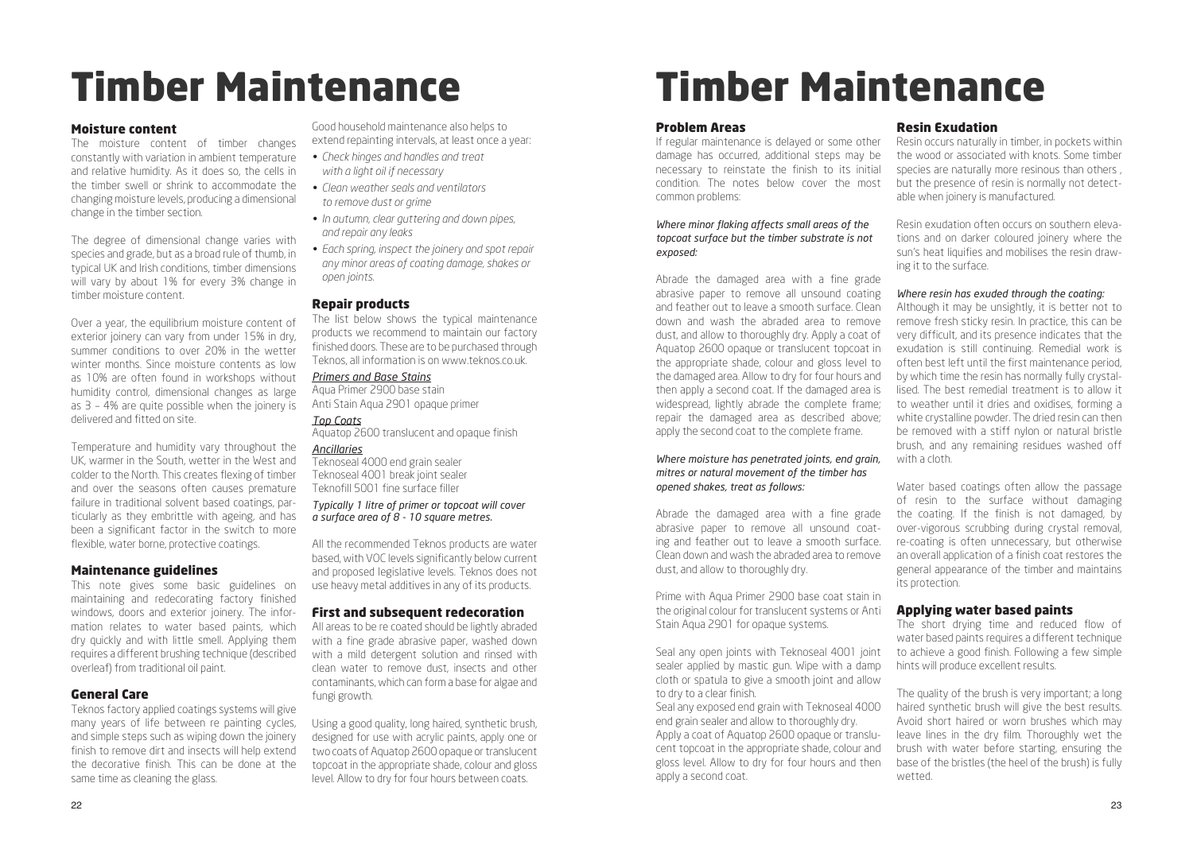# Timber Maintenance

## Moisture content

The moisture content of timber changes constantly with variation in ambient temperature and relative humidity. As it does so, the cells in the timber swell or shrink to accommodate the changing moisture levels, producing a dimensional change in the timber section.

The degree of dimensional change varies with species and grade, but as a broad rule of thumb, in typical UK and Irish conditions, timber dimensions will vary by about 1% for every 3% change in timber moisture content.

Over a year, the equilibrium moisture content of exterior joinery can vary from under 15% in dry, summer conditions to over 20% in the wetter winter months. Since moisture contents as low as 10% are often found in workshops without humidity control, dimensional changes as large as 3 – 4% are quite possible when the joinery is delivered and fitted on site.

Temperature and humidity vary throughout the UK, warmer in the South, wetter in the West and colder to the North. This creates flexing of timber and over the seasons often causes premature failure in traditional solvent based coatings, particularly as they embrittle with ageing, and has been a significant factor in the switch to more flexible, water borne, protective coatings.

## Maintenance guidelines

This note gives some basic guidelines on maintaining and redecorating factory finished windows, doors and exterior joinery. The information relates to water based paints, which dry quickly and with little smell. Applying them requires a different brushing technique (described overleaf) from traditional oil paint.

## General Care

Teknos factory applied coatings systems will give many years of life between re painting cycles, and simple steps such as wiping down the joinery finish to remove dirt and insects will help extend the decorative finish. This can be done at the same time as cleaning the glass.

Good household maintenance also helps to extend repainting intervals, at least once a year:

- *Check hinges and handles and treat with a light oil if necessary*
- *Clean weather seals and ventilators to remove dust or grime*
- *In autumn, clear guttering and down pipes, and repair any leaks*
- *Each spring, inspect the joinery and spot repair any minor areas of coating damage, shakes or open joints.*

## Repair products

The list below shows the typical maintenance products we recommend to maintain our factory finished doors. These are to be purchased through Teknos, all information is on www.teknos.co.uk.

*Primers and Base Stains*
Aqua Primer 2900 base stain
Anti Stain Aqua 2901 opaque primer

*Top Coats*
Aquatop 2600 translucent and opaque finish

*Ancillaries*
Teknoseal 4000 end grain sealer
Teknoseal 4001 break joint sealer
Teknofill 5001 fine surface filler

*Typically 1 litre of primer or topcoat will cover a surface area of 8 - 10 square metres.*

All the recommended Teknos products are water based, with VOC levels significantly below current and proposed legislative levels. Teknos does not use heavy metal additives in any of its products.

## First and subsequent redecoration

All areas to be re coated should be lightly abraded with a fine grade abrasive paper, washed down with a mild detergent solution and rinsed with clean water to remove dust, insects and other contaminants, which can form a base for algae and fungi growth.

Using a good quality, long haired, synthetic brush, designed for use with acrylic paints, apply one or two coats of Aquatop 2600 opaque or translucent topcoat in the appropriate shade, colour and gloss level. Allow to dry for four hours between coats.

# Timber Maintenance

## Problem Areas

If regular maintenance is delayed or some other damage has occurred, additional steps may be necessary to reinstate the finish to its initial condition. The notes below cover the most common problems:

*Where minor flaking affects small areas of the topcoat surface but the timber substrate is not exposed:*

Abrade the damaged area with a fine grade abrasive paper to remove all unsound coating and feather out to leave a smooth surface. Clean down and wash the abraded area to remove dust, and allow to thoroughly dry. Apply a coat of Aquatop 2600 opaque or translucent topcoat in the appropriate shade, colour and gloss level to the damaged area. Allow to dry for four hours and then apply a second coat. If the damaged area is widespread, lightly abrade the complete frame; repair the damaged area as described above; apply the second coat to the complete frame.

*Where moisture has penetrated joints, end grain, mitres or natural movement of the timber has opened shakes, treat as follows:*

Abrade the damaged area with a fine grade abrasive paper to remove all unsound coating and feather out to leave a smooth surface. Clean down and wash the abraded area to remove dust, and allow to thoroughly dry.

Prime with Aqua Primer 2900 base coat stain in the original colour for translucent systems or Anti Stain Aqua 2901 for opaque systems.

Seal any open joints with Teknoseal 4001 joint sealer applied by mastic gun. Wipe with a damp cloth or spatula to give a smooth joint and allow to dry to a clear finish.
Seal any exposed end grain with Teknoseal 4000 end grain sealer and allow to thoroughly dry.
Apply a coat of Aquatop 2600 opaque or translucent topcoat in the appropriate shade, colour and gloss level. Allow to dry for four hours and then apply a second coat.

## Resin Exudation

Resin occurs naturally in timber, in pockets within the wood or associated with knots. Some timber species are naturally more resinous than others , but the presence of resin is normally not detectable when joinery is manufactured.

Resin exudation often occurs on southern elevations and on darker coloured joinery where the sun's heat liquifies and mobilises the resin drawing it to the surface.

*Where resin has exuded through the coating:*
Although it may be unsightly, it is better not to remove fresh sticky resin. In practice, this can be very difficult, and its presence indicates that the exudation is still continuing. Remedial work is often best left until the first maintenance period, by which time the resin has normally fully crystallised. The best remedial treatment is to allow it to weather until it dries and oxidises, forming a white crystalline powder. The dried resin can then be removed with a stiff nylon or natural bristle brush, and any remaining residues washed off with a cloth.

Water based coatings often allow the passage of resin to the surface without damaging the coating. If the finish is not damaged, by over-vigorous scrubbing during crystal removal, re-coating is often unnecessary, but otherwise an overall application of a finish coat restores the general appearance of the timber and maintains its protection.

## Applying water based paints

The short drying time and reduced flow of water based paints requires a different technique to achieve a good finish. Following a few simple hints will produce excellent results.

The quality of the brush is very important; a long haired synthetic brush will give the best results. Avoid short haired or worn brushes which may leave lines in the dry film. Thoroughly wet the brush with water before starting, ensuring the base of the bristles (the heel of the brush) is fully wetted.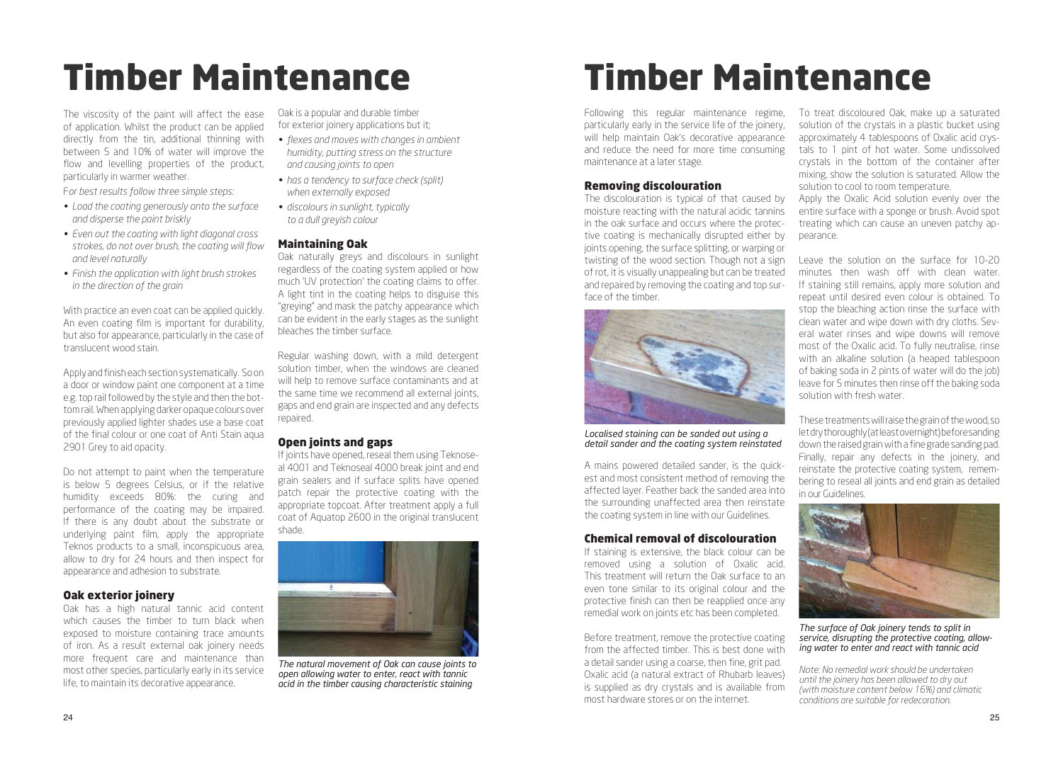# Timber Maintenance

The viscosity of the paint will affect the ease of application. Whilst the product can be applied directly from the tin, additional thinning with between 5 and 10% of water will improve the flow and levelling properties of the product, particularly in warmer weather.

*For best results follow three simple steps:*

- *Load the coating generously onto the surface and disperse the paint briskly*
- *Even out the coating with light diagonal cross strokes, do not over brush, the coating will flow and level naturally*
- *Finish the application with light brush strokes in the direction of the grain*

With practice an even coat can be applied quickly. An even coating film is important for durability, but also for appearance, particularly in the case of translucent wood stain.

Apply and finish each section systematically. So on a door or window paint one component at a time e.g. top rail followed by the style and then the bottom rail. When applying darker opaque colours over previously applied lighter shades use a base coat of the final colour or one coat of Anti Stain aqua 2901 Grey to aid opacity.

Do not attempt to paint when the temperature is below 5 degrees Celsius, or if the relative humidity exceeds 80%: the curing and performance of the coating may be impaired. If there is any doubt about the substrate or underlying paint film, apply the appropriate Teknos products to a small, inconspicuous area, allow to dry for 24 hours and then inspect for appearance and adhesion to substrate.

### Oak exterior joinery

Oak has a high natural tannic acid content which causes the timber to turn black when exposed to moisture containing trace amounts of iron. As a result external oak joinery needs more frequent care and maintenance than most other species, particularly early in its service life, to maintain its decorative appearance.

Oak is a popular and durable timber for exterior joinery applications but it;

- *flexes and moves with changes in ambient humidity, putting stress on the structure and causing joints to open*
- *has a tendency to surface check (split) when externally exposed*
- *discolours in sunlight, typically to a dull greyish colour*

### Maintaining Oak

Oak naturally greys and discolours in sunlight regardless of the coating system applied or how much 'UV protection' the coating claims to offer. A light tint in the coating helps to disguise this "greying" and mask the patchy appearance which can be evident in the early stages as the sunlight bleaches the timber surface.

Regular washing down, with a mild detergent solution timber, when the windows are cleaned will help to remove surface contaminants and at the same time we recommend all external joints, gaps and end grain are inspected and any defects repaired.

### Open joints and gaps

If joints have opened, reseal them using Teknoseal 4001 and Teknoseal 4000 break joint and end grain sealers and if surface splits have opened patch repair the protective coating with the appropriate topcoat. After treatment apply a full coat of Aquatop 2600 in the original translucent shade.

*The natural movement of Oak can cause joints to open allowing water to enter, react with tannic acid in the timber causing characteristic staining*

# Timber Maintenance

Following this regular maintenance regime, particularly early in the service life of the joinery, will help maintain Oak's decorative appearance and reduce the need for more time consuming maintenance at a later stage.

### Removing discolouration

The discolouration is typical of that caused by moisture reacting with the natural acidic tannins in the oak surface and occurs where the protective coating is mechanically disrupted either by joints opening, the surface splitting, or warping or twisting of the wood section. Though not a sign of rot, it is visually unappealing but can be treated and repaired by removing the coating and top surface of the timber.

*Localised staining can be sanded out using a detail sander and the coating system reinstated*

A mains powered detailed sander, is the quickest and most consistent method of removing the affected layer. Feather back the sanded area into the surrounding unaffected area then reinstate the coating system in line with our Guidelines.

### Chemical removal of discolouration

If staining is extensive, the black colour can be removed using a solution of Oxalic acid. This treatment will return the Oak surface to an even tone similar to its original colour and the protective finish can then be reapplied once any remedial work on joints etc has been completed.

Before treatment, remove the protective coating from the affected timber. This is best done with a detail sander using a coarse, then fine, grit pad. Oxalic acid (a natural extract of Rhubarb leaves) is supplied as dry crystals and is available from most hardware stores or on the internet.

To treat discoloured Oak, make up a saturated solution of the crystals in a plastic bucket using approximately 4 tablespoons of Oxalic acid crystals to 1 pint of hot water. Some undissolved crystals in the bottom of the container after mixing, show the solution is saturated. Allow the solution to cool to room temperature.

Apply the Oxalic Acid solution evenly over the entire surface with a sponge or brush. Avoid spot treating which can cause an uneven patchy appearance.

Leave the solution on the surface for 10-20 minutes then wash off with clean water. If staining still remains, apply more solution and repeat until desired even colour is obtained. To stop the bleaching action rinse the surface with clean water and wipe down with dry cloths. Several water rinses and wipe downs will remove most of the Oxalic acid. To fully neutralise, rinse with an alkaline solution (a heaped tablespoon of baking soda in 2 pints of water will do the job) leave for 5 minutes then rinse off the baking soda solution with fresh water.

These treatments will raise the grain of the wood, so let dry thoroughly (at least overnight) before sanding down the raised grain with a fine grade sanding pad. Finally, repair any defects in the joinery, and reinstate the protective coating system, remembering to reseal all joints and end grain as detailed in our Guidelines.

*The surface of Oak joinery tends to split in service, disrupting the protective coating, allowing water to enter and react with tannic acid*

*Note: No remedial work should be undertaken until the joinery has been allowed to dry out (with moisture content below 16%) and climatic conditions are suitable for redecoration.*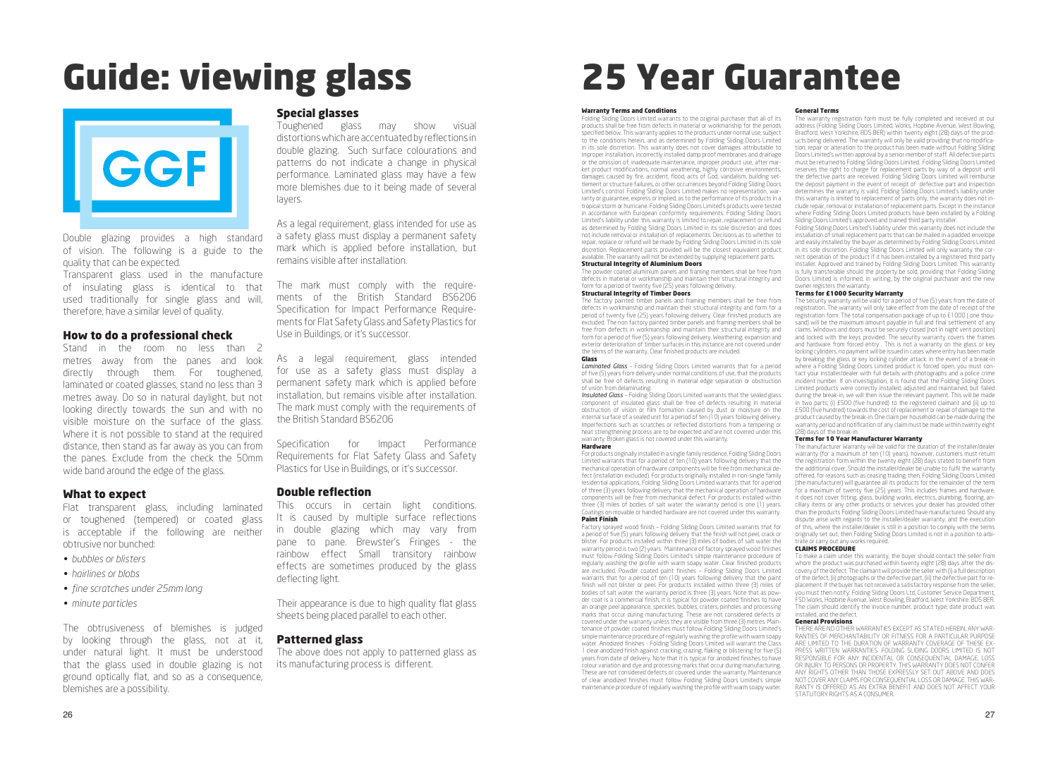# Guide: viewing glass

GGF

Double glazing provides a high standard of vision. The following is a guide to the quality that can be expected.

Transparent glass used in the manufacture of insulating glass is identical to that used traditionally for single glass and will, therefore, have a similar level of quality.

## How to do a professional check

Stand in the room no less than 2 metres away from the panes and look directly through them. For toughened, laminated or coated glasses, stand no less than 3 metres away. Do so in natural daylight, but not looking directly towards the sun and with no visible moisture on the surface of the glass. Where it is not possible to stand at the required distance, then stand as far away as you can from the panes. Exclude from the check the 50mm wide band around the edge of the glass.

## What to expect

Flat transparent glass, including laminated or toughened (tempered) or coated glass is acceptable if the following are neither obtrusive nor bunched:

- *bubbles or blisters*
- *hairlines or blobs*
- *fine scratches under 25mm long*
- *minute particles*

The obtrusiveness of blemishes is judged by looking through the glass, not at it, under natural light. It must be understood that the glass used in double glazing is not ground optically flat, and so as a consequence, blemishes are a possibility.

## Special glasses

Toughened glass may show visual distortions which are accentuated by reflections in double glazing. Such surface colourations and patterns do not indicate a change in physical performance. Laminated glass may have a few more blemishes due to it being made of several layers.

As a legal requirement, glass intended for use as a safety glass must display a permanent safety mark which is applied before installation, but remains visible after installation.

The mark must comply with the requirements of the British Standard BS6206 Specification for Impact Performance Requirements for Flat Safety Glass and Safety Plastics for Use in Buildings, or it's successor.

As a legal requirement, glass intended for use as a safety glass must display a permanent safety mark which is applied before installation, but remains visible after installation. The mark must comply with the requirements of the British Standard BS6206

Specification for Impact Performance Requirements for Flat Safety Glass and Safety Plastics for Use in Buildings, or it's successor.

## Double reflection

This occurs in certain light conditions. It is caused by multiple surface reflections in double glazing which may vary from pane to pane. Brewster's Fringes - the rainbow effect Small transitory rainbow effects are sometimes produced by the glass deflecting light.

Their appearance is due to high quality flat glass sheets being placed parallel to each other.

## Patterned glass

The above does not apply to patterned glass as its manufacturing process is different.

# 25 Year Guarantee

### Warranty Terms and Conditions

Folding Sliding Doors Limited warrants to the original purchaser that all of its products shall be free from defects in material or workmanship for the periods specified below. This warranty applies to the products under normal use, subject to the conditions herein, and as determined by Folding Sliding Doors Limited in its sole discretion. This warranty does not cover damages attributable to improper installation, incorrectly installed damp proof membranes and drainage or the omission of, inadequate maintenance, improper product use, after market product modifications, normal weathering, highly corrosive environments, damages caused by fire, accident, flood, acts of God, vandalism, building settlement or structure failures, or other occurrences beyond Folding Sliding Doors Limited's control. Folding Sliding Doors Limited makes no representation, warranty or guarantee, express or implied, as to the performance of its products in a tropical storm or hurricane. Folding Sliding Doors Limited's products were tested in accordance with European conformity requirements. Folding Sliding Doors Limited's liability under this warranty is limited to repair, replacement or refund as determined by Folding Sliding Doors Limited in its sole discretion and does not include removal or installation of replacements. Decisions as to whether to repair, replace or refund will be made by Folding Sliding Doors Limited in its sole discretion. Replacement parts provided will be the closest equivalent product available. The warranty will not be extended by supplying replacement parts.

### Structural Integrity of Aluminium Doors

The powder coated aluminium panels and framing members shall be free from defects in material or workmanship and maintain their structural integrity and form for a period of twenty five (25) years following delivery.

### Structural Integrity of Timber Doors

The factory painted timber panels and framing members shall be free from defects in workmanship and maintain their structural integrity and form for a period of twenty five (25) years following delivery. Clear finished products are excluded. The non factory painted timber panels and framing members shall be free from defects in workmanship and maintain their structural integrity and form for a period of five (5) years following delivery. Weathering, expansion and exterior deterioration of timber surfaces in this instance are not covered under the terms of the warranty. Clear finished products are included.

### Glass

*Laminated Glass* – Folding Sliding Doors Limited warrants that for a period of five (5) years from delivery under normal conditions of use, that the products shall be free of defects resulting in material edge separation or obstruction of vision from delaminating.

*Insulated Glass* – Folding Sliding Doors Limited warrants that the sealed glass component of insulated glass shall be free of defects resulting in material obstruction of vision or film formation caused by dust or moisture on the internal surface of a sealed unit for a period of ten (10) years following delivery. Imperfections such as scratches or reflected distortions from a tempering or heat strengthening process are to be expected and are not covered under this warranty. Broken glass is not covered under this warranty.

### Hardware

For products originally installed in a single family residence, Folding Sliding Doors Limited warrants that for a period of ten (10) years following delivery that the mechanical operation of hardware components will be free from mechanical defect (installation excluded). For products originally installed in non-single family residential applications, Folding Sliding Doors Limited warrants that for a period of three (3) years following delivery that the mechanical operation of hardware components will be free from mechanical defect. For products installed within three (3) miles of bodies of salt water the warranty period is one (1) years. Coatings on movable or handled hardware are not covered under this warranty.

### Paint Finish

Factory sprayed wood finish – Folding Sliding Doors Limited warrants that for a period of five (5) years following delivery that the finish will not peel, crack or blister. For products installed within three (3) miles of bodies of salt water the warranty period is two (2) years. Maintenance of factory sprayed wood finishes must follow Folding Sliding Doors Limited's simple maintenance procedure of regularly washing the profile with warm soapy water. Clear finished products are excluded. Powder coated paint finishes – Folding Sliding Doors Limited warrants that for a period of ten (10) years following delivery that the paint finish will not blister or peel. For products installed within three (3) miles of bodies of salt water the warranty period is three (3) years. Note that as powder coat is a commercial finish, it is typical for powder coated finishes to have an orange peel appearance, speckles, bubbles, craters, pinholes and processing marks that occur during manufacturing. These are not considered defects or covered under the warranty unless they are visible from three (3) metres. Maintenance of powder coated finishes must follow Folding Sliding Doors Limited's simple maintenance procedure of regularly washing the profile with warm soapy water. Anodized finishes - Folding Sliding Doors Limited will warrant the Class 1 clear anodized finish against cracking, crazing, flaking or blistering for five (5) years from date of delivery. Note that it is typical for anodized finishes to have colour variation and dye and processing marks that occur during manufacturing. These are not considered defects or covered under the warranty. Maintenance of clear anodized finishes must follow Folding Sliding Doors Limited's simple maintenance procedure of regularly washing the profile with warm soapy water.

### General Terms

The warranty registration form must be fully completed and received at our address (Folding Sliding Doors Limited, Works, Hopbine Avenue, West Bowling, Bradford, West Yorkshire, BD5 8ER) within twenty eight (28) days of the products being delivered. The warranty will only be valid providing that no modification, repair or alteration to the product has been made without Folding Sliding Doors Limited's written approval by a senior member of staff. All defective parts must be returned to Folding Sliding Doors Limited. Folding Sliding Doors Limited reserves the right to charge for replacement parts by way of a deposit until the defective parts are received. Folding Sliding Doors Limited will reimburse the deposit payment in the event of receipt of defective part and inspection determines the warranty is valid. Folding Sliding Doors Limited's liability under this warranty is limited to replacement of parts only, the warranty does not include repair, removal or installation of replacement parts. Except in the instance where Folding Sliding Doors Limited products have been installed by a Folding Sliding Doors Limited's approved and trained third party installer.

Folding Sliding Doors Limited's liability under this warranty does not include the installation of small replacement parts that can be mailed in a padded envelope and easily installed by the buyer as determined by Folding Sliding Doors Limited in its sole discretion. Folding Sliding Doors Limited will only warranty the correct operation of the product if it has been installed by a registered third party installer. Approved and trained by Folding Sliding Doors Limited. This warranty is fully transferable should the property be sold, providing that Folding Sliding Doors Limited is informed, in writing, by the original purchaser and the new owner registers the warranty.

### Terms for £1000 Security Warranty

The security warranty will be valid for a period of five (5) years from the date of registration. The warranty will only take effect from the date of receipt of the registration form. The total compensation package of up to £1000 ( one thousand) will be the maximum amount payable in full and final settlement of any claims. Windows and doors must be securely closed (not in night vent position) and locked with the keys provided. The security warranty covers the frames and hardware from forced entry . This is not a warranty on the glass or key locking cylinders, no payment will be issued in cases where entry has been made by breaking the glass or key locking cylinder attack. In the event of a break-in where a Folding Sliding Doors Limited product is forced open, you must contact your installer/dealer with full details with photographs and a police crime incident number. If on investigation, it is found that the Folding Sliding Doors Limited products were correctly installed, adjusted and maintained, but failed during the break-in, we will then issue the relevant payment. This will be made in two parts; (i) £500 (five hundred) to the registered claimant and (ii) up to £500 (five hundred) towards the cost of replacement or repair of damage to the product caused by the break-in. One claim per household can be made during the warranty period and notification of any claim must be made within twenty eight (28) days of the break-in.

### Terms for 10 Year Manufacturer Warranty

The manufacturer Warranty will be valid for the duration of the installer/dealer warranty (for a maximum of ten (10) years), however, customers must return the registration form within the twenty eight (28) days stated to benefit from the additional cover. Should the installer/dealer be unable to fulfil the warranty offered, for reasons such as ceasing trading, then, Folding Sliding Doors Limited (the manufacturer) will guarantee all its products for the remainder of the term for a maximum of twenty five (25) years. This includes frames and hardware, it does not cover fitting, glass, building works, electrics, plumbing, flooring, ancillary items or any other products or services your dealer has provided other than the products Folding Sliding Doors Limited have manufactured. Should any dispute arise with regards to the installer/dealer warranty, and the execution of this, where the installer/dealer is still in a position to comply with the terms originally set out, then Folding Sliding Doors Limited is not in a position to arbitrate or carry out any works required.

### CLAIMS PROCEDURE

To make a claim under this warranty, the buyer should contact the seller from whom the product was purchased within twenty eight (28) days after the discovery of the defect. The claimant will provide the seller with (i) a full description of the defect, (ii) photographs or the defective part, (iii) the defective part for replacement. If the buyer has not received a satisfactory response from the seller, you must then notify: Folding Sliding Doors Ltd, Customer Service Department, FSD Works, Hopbine Avenue, West Bowling, Bradford, West Yorkshire. BD5 8ER. The claim should identify the invoice number, product type, date product was installed, and the defect.

### General Provisions

THERE ARE NO OTHER WARRANTIES EXCEPT AS STATED HEREIN, ANY WARRANTIES OF MERCHANTABILITY OR FITNESS FOR A PARTICULAR PURPOSE ARE LIMITED TO THE DURATION OF WARRANTY COVERAGE OF THESE EXPRESS WRITTEN WARRANTIES. FOLDING SLIDING DOORS LIMITED IS NOT RESPONSIBLE FOR ANY INCIDENTAL OR CONSEQUENTIAL DAMAGE, LOSS OR INJURY TO PERSONS OR PROPERTY. THIS WARRANTY DOES NOT CONFER ANY RIGHTS OTHER THAN THOSE EXPRESSLY SET OUT ABOVE AND DOES NOT COVER ANY CLAIMS FOR CONSEQUENTIAL LOSS OR DAMAGE. THIS WARRANTY IS OFFERED AS AN EXTRA BENEFIT AND DOES NOT AFFECT YOUR STATUTORY RIGHTS AS A CONSUMER.